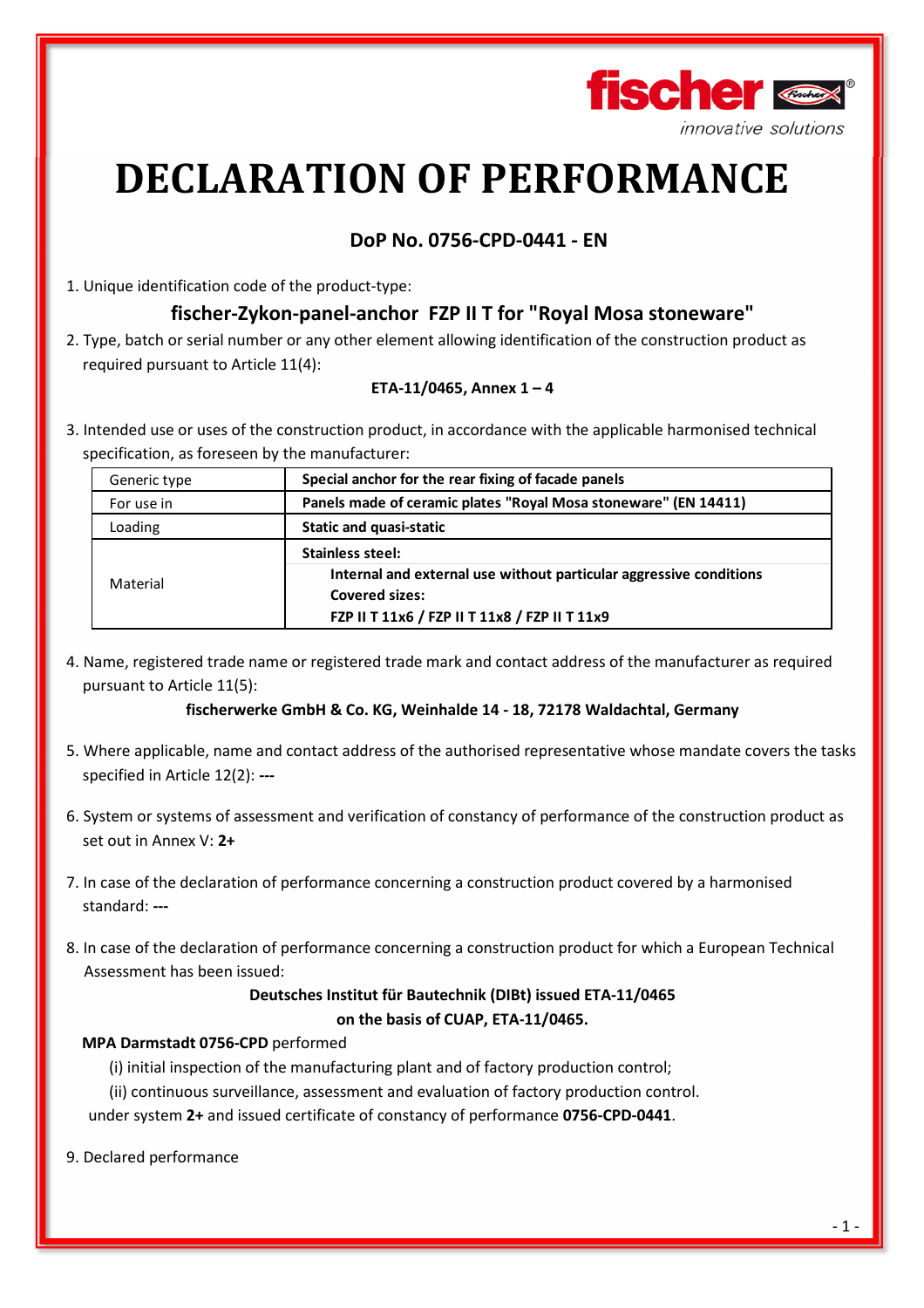# DECLARATION OF PERFORMANCE

## DoP No. 0756-CPD-0441 - EN

1. Unique identification code of the product-type:

   **fischer-Zykon-panel-anchor FZP II T for "Royal Mosa stoneware"**

2. Type, batch or serial number or any other element allowing identification of the construction product as required pursuant to Article 11(4):

   **ETA-11/0465, Annex 1 – 4**

3. Intended use or uses of the construction product, in accordance with the applicable harmonised technical specification, as foreseen by the manufacturer:

| Generic type | **Special anchor for the rear fixing of facade panels** |
|---|---|
| For use in | **Panels made of ceramic plates "Royal Mosa stoneware" (EN 14411)** |
| Loading | **Static and quasi-static** |
| Material | **Stainless steel:**<br>**Internal and external use without particular aggressive conditions**<br>**Covered sizes:**<br>**FZP II T 11x6 / FZP II T 11x8 / FZP II T 11x9** |

4. Name, registered trade name or registered trade mark and contact address of the manufacturer as required pursuant to Article 11(5):

   **fischerwerke GmbH & Co. KG, Weinhalde 14 - 18, 72178 Waldachtal, Germany**

5. Where applicable, name and contact address of the authorised representative whose mandate covers the tasks specified in Article 12(2): **---**

6. System or systems of assessment and verification of constancy of performance of the construction product as set out in Annex V: **2+**

7. In case of the declaration of performance concerning a construction product covered by a harmonised standard: **---**

8. In case of the declaration of performance concerning a construction product for which a European Technical Assessment has been issued:

   **Deutsches Institut für Bautechnik (DIBt) issued ETA-11/0465**
   **on the basis of CUAP, ETA-11/0465.**

   **MPA Darmstadt 0756-CPD** performed

   (i) initial inspection of the manufacturing plant and of factory production control;

   (ii) continuous surveillance, assessment and evaluation of factory production control.

   under system **2+** and issued certificate of constancy of performance **0756-CPD-0441**.

9. Declared performance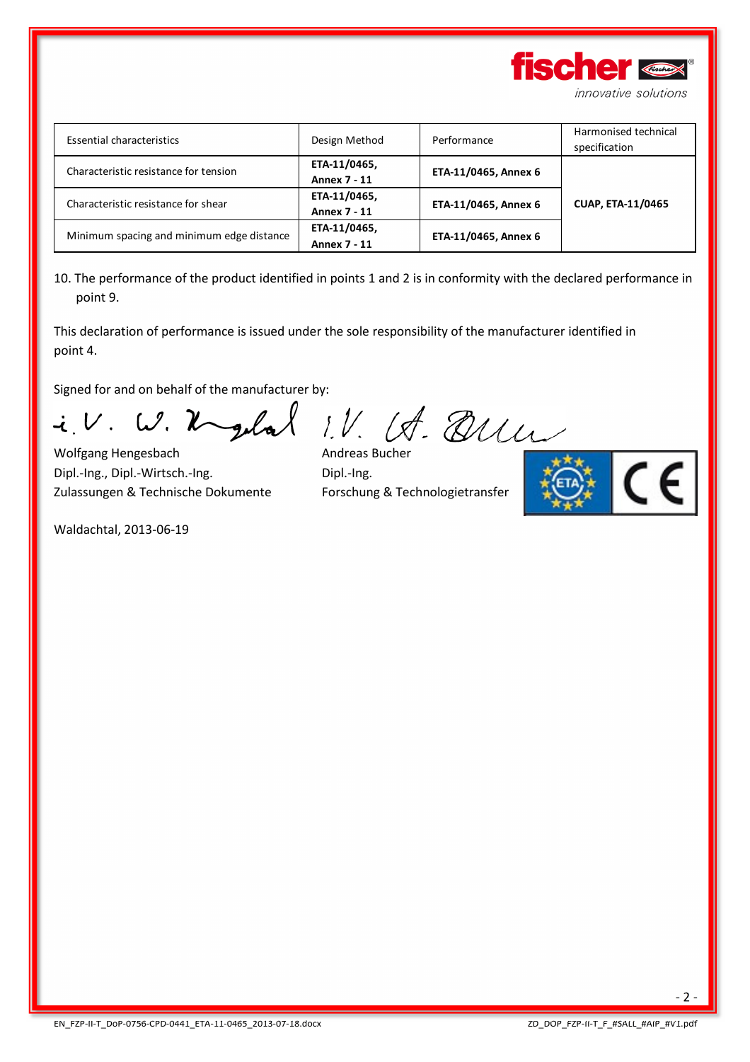| Essential characteristics | Design Method | Performance | Harmonised technical specification |
|---|---|---|---|
| Characteristic resistance for tension | **ETA-11/0465, Annex 7 - 11** | **ETA-11/0465, Annex 6** | **CUAP, ETA-11/0465** |
| Characteristic resistance for shear | **ETA-11/0465, Annex 7 - 11** | **ETA-11/0465, Annex 6** | |
| Minimum spacing and minimum edge distance | **ETA-11/0465, Annex 7 - 11** | **ETA-11/0465, Annex 6** | |

10. The performance of the product identified in points 1 and 2 is in conformity with the declared performance in point 9.

This declaration of performance is issued under the sole responsibility of the manufacturer identified in point 4.

Signed for and on behalf of the manufacturer by:

i. V. W. Hengesbach

Wolfgang Hengesbach
Dipl.-Ing., Dipl.-Wirtsch.-Ing.
Zulassungen & Technische Dokumente

i. V. A. Bucher

Andreas Bucher
Dipl.-Ing.
Forschung & Technologietransfer

Waldachtal, 2013-06-19

EN_FZP-II-T_DoP-0756-CPD-0441_ETA-11-0465_2013-07-18.docx ZD_DOP_FZP-II-T_F_#SALL_#AIP_#V1.pdf